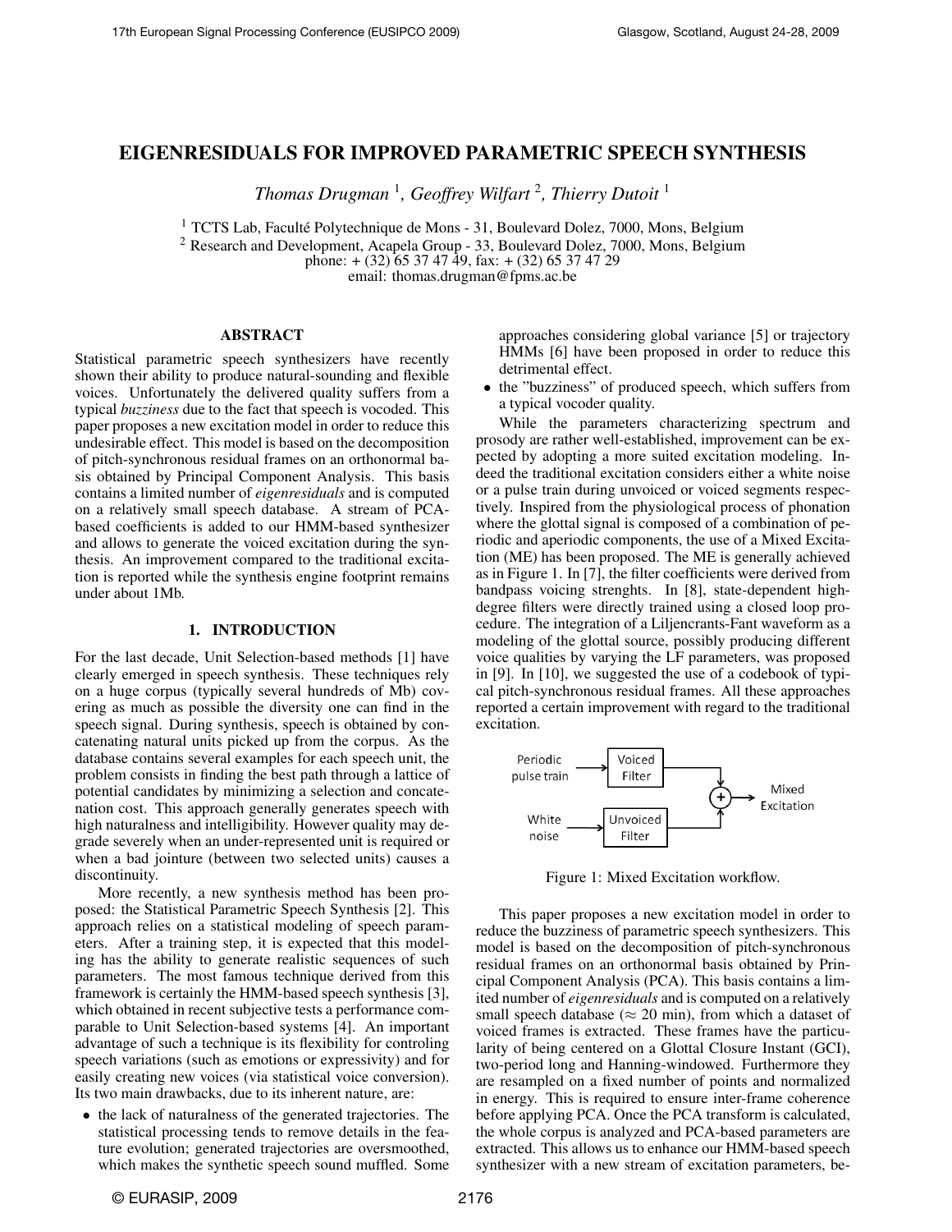# EIGENRESIDUALS FOR IMPROVED PARAMETRIC SPEECH SYNTHESIS

*Thomas Drugman* [1], *Geoffrey Wilfart* [2], *Thierry Dutoit* [1]

[1] TCTS Lab, Faculté Polytechnique de Mons - 31, Boulevard Dolez, 7000, Mons, Belgium
[2] Research and Development, Acapela Group - 33, Boulevard Dolez, 7000, Mons, Belgium
phone: + (32) 65 37 47 49, fax: + (32) 65 37 47 29
email: thomas.drugman@fpms.ac.be

## ABSTRACT

Statistical parametric speech synthesizers have recently shown their ability to produce natural-sounding and flexible voices. Unfortunately the delivered quality suffers from a typical *buzziness* due to the fact that speech is vocoded. This paper proposes a new excitation model in order to reduce this undesirable effect. This model is based on the decomposition of pitch-synchronous residual frames on an orthonormal basis obtained by Principal Component Analysis. This basis contains a limited number of *eigenresiduals* and is computed on a relatively small speech database. A stream of PCA-based coefficients is added to our HMM-based synthesizer and allows to generate the voiced excitation during the synthesis. An improvement compared to the traditional excitation is reported while the synthesis engine footprint remains under about 1Mb.

## 1. INTRODUCTION

For the last decade, Unit Selection-based methods [1] have clearly emerged in speech synthesis. These techniques rely on a huge corpus (typically several hundreds of Mb) covering as much as possible the diversity one can find in the speech signal. During synthesis, speech is obtained by concatenating natural units picked up from the corpus. As the database contains several examples for each speech unit, the problem consists in finding the best path through a lattice of potential candidates by minimizing a selection and concatenation cost. This approach generally generates speech with high naturalness and intelligibility. However quality may degrade severely when an under-represented unit is required or when a bad jointure (between two selected units) causes a discontinuity.

More recently, a new synthesis method has been proposed: the Statistical Parametric Speech Synthesis [2]. This approach relies on a statistical modeling of speech parameters. After a training step, it is expected that this modeling has the ability to generate realistic sequences of such parameters. The most famous technique derived from this framework is certainly the HMM-based speech synthesis [3], which obtained in recent subjective tests a performance comparable to Unit Selection-based systems [4]. An important advantage of such a technique is its flexibility for controling speech variations (such as emotions or expressivity) and for easily creating new voices (via statistical voice conversion). Its two main drawbacks, due to its inherent nature, are:

- the lack of naturalness of the generated trajectories. The statistical processing tends to remove details in the feature evolution; generated trajectories are oversmoothed, which makes the synthetic speech sound muffled. Some approaches considering global variance [5] or trajectory HMMs [6] have been proposed in order to reduce this detrimental effect.
- the "buzziness" of produced speech, which suffers from a typical vocoder quality.

While the parameters characterizing spectrum and prosody are rather well-established, improvement can be expected by adopting a more suited excitation modeling. Indeed the traditional excitation considers either a white noise or a pulse train during unvoiced or voiced segments respectively. Inspired from the physiological process of phonation where the glottal signal is composed of a combination of periodic and aperiodic components, the use of a Mixed Excitation (ME) has been proposed. The ME is generally achieved as in Figure 1. In [7], the filter coefficients were derived from bandpass voicing strenghts. In [8], state-dependent high-degree filters were directly trained using a closed loop procedure. The integration of a Liljencrants-Fant waveform as a modeling of the glottal source, possibly producing different voice qualities by varying the LF parameters, was proposed in [9]. In [10], we suggested the use of a codebook of typical pitch-synchronous residual frames. All these approaches reported a certain improvement with regard to the traditional excitation.

Figure 1: Mixed Excitation workflow.

This paper proposes a new excitation model in order to reduce the buzziness of parametric speech synthesizers. This model is based on the decomposition of pitch-synchronous residual frames on an orthonormal basis obtained by Principal Component Analysis (PCA). This basis contains a limited number of *eigenresiduals* and is computed on a relatively small speech database ($\approx$ 20 min), from which a dataset of voiced frames is extracted. These frames have the particularity of being centered on a Glottal Closure Instant (GCI), two-period long and Hanning-windowed. Furthermore they are resampled on a fixed number of points and normalized in energy. This is required to ensure inter-frame coherence before applying PCA. Once the PCA transform is calculated, the whole corpus is analyzed and PCA-based parameters are extracted. This allows us to enhance our HMM-based speech synthesizer with a new stream of excitation parameters, be-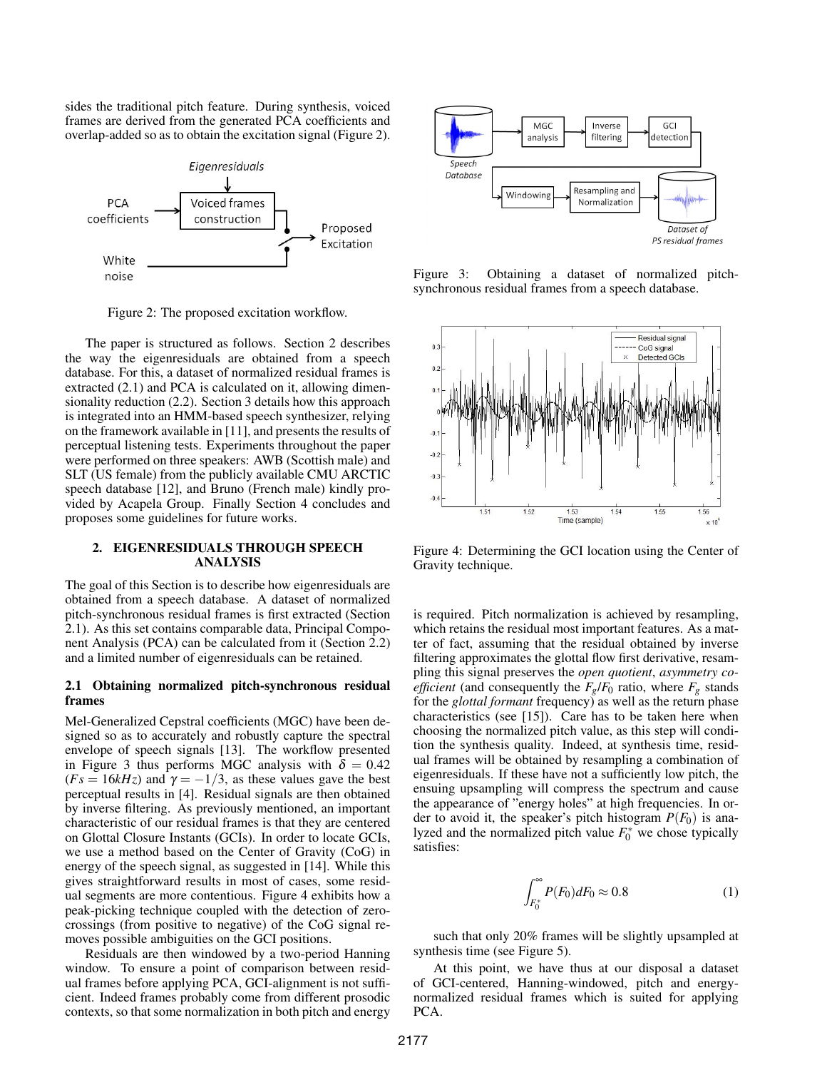sides the traditional pitch feature. During synthesis, voiced frames are derived from the generated PCA coefficients and overlap-added so as to obtain the excitation signal (Figure 2).

Figure 2: The proposed excitation workflow.

The paper is structured as follows. Section 2 describes the way the eigenresiduals are obtained from a speech database. For this, a dataset of normalized residual frames is extracted (2.1) and PCA is calculated on it, allowing dimensionality reduction (2.2). Section 3 details how this approach is integrated into an HMM-based speech synthesizer, relying on the framework available in [11], and presents the results of perceptual listening tests. Experiments throughout the paper were performed on three speakers: AWB (Scottish male) and SLT (US female) from the publicly available CMU ARCTIC speech database [12], and Bruno (French male) kindly provided by Acapela Group. Finally Section 4 concludes and proposes some guidelines for future works.

## 2. EIGENRESIDUALS THROUGH SPEECH ANALYSIS

The goal of this Section is to describe how eigenresiduals are obtained from a speech database. A dataset of normalized pitch-synchronous residual frames is first extracted (Section 2.1). As this set contains comparable data, Principal Component Analysis (PCA) can be calculated from it (Section 2.2) and a limited number of eigenresiduals can be retained.

### 2.1 Obtaining normalized pitch-synchronous residual frames

Mel-Generalized Cepstral coefficients (MGC) have been designed so as to accurately and robustly capture the spectral envelope of speech signals [13]. The workflow presented in Figure 3 thus performs MGC analysis with $\delta = 0.42$ ($Fs = 16kHz$) and $\gamma = -1/3$, as these values gave the best perceptual results in [4]. Residual signals are then obtained by inverse filtering. As previously mentioned, an important characteristic of our residual frames is that they are centered on Glottal Closure Instants (GCIs). In order to locate GCIs, we use a method based on the Center of Gravity (CoG) in energy of the speech signal, as suggested in [14]. While this gives straightforward results in most of cases, some residual segments are more contentious. Figure 4 exhibits how a peak-picking technique coupled with the detection of zero-crossings (from positive to negative) of the CoG signal removes possible ambiguities on the GCI positions.

Residuals are then windowed by a two-period Hanning window. To ensure a point of comparison between residual frames before applying PCA, GCI-alignment is not sufficient. Indeed frames probably come from different prosodic contexts, so that some normalization in both pitch and energy is required. Pitch normalization is achieved by resampling, which retains the residual most important features. As a matter of fact, assuming that the residual obtained by inverse filtering approximates the glottal flow first derivative, resampling this signal preserves the *open quotient*, *asymmetry coefficient* (and consequently the $F_g/F_0$ ratio, where $F_g$ stands for the *glottal formant* frequency) as well as the return phase characteristics (see [15]). Care has to be taken here when choosing the normalized pitch value, as this step will condition the synthesis quality. Indeed, at synthesis time, residual frames will be obtained by resampling a combination of eigenresiduals. If these have not a sufficiently low pitch, the ensuing upsampling will compress the spectrum and cause the appearance of "energy holes" at high frequencies. In order to avoid it, the speaker's pitch histogram $P(F_0)$ is analyzed and the normalized pitch value $F_0^*$ we chose typically satisfies:

$$\int_{F_0^*}^{\infty} P(F_0)dF_0 \approx 0.8 \qquad (1)$$

such that only 20% frames will be slightly upsampled at synthesis time (see Figure 5).

At this point, we have thus at our disposal a dataset of GCI-centered, Hanning-windowed, pitch and energy-normalized residual frames which is suited for applying PCA.

Figure 3: Obtaining a dataset of normalized pitch-synchronous residual frames from a speech database.

Figure 4: Determining the GCI location using the Center of Gravity technique.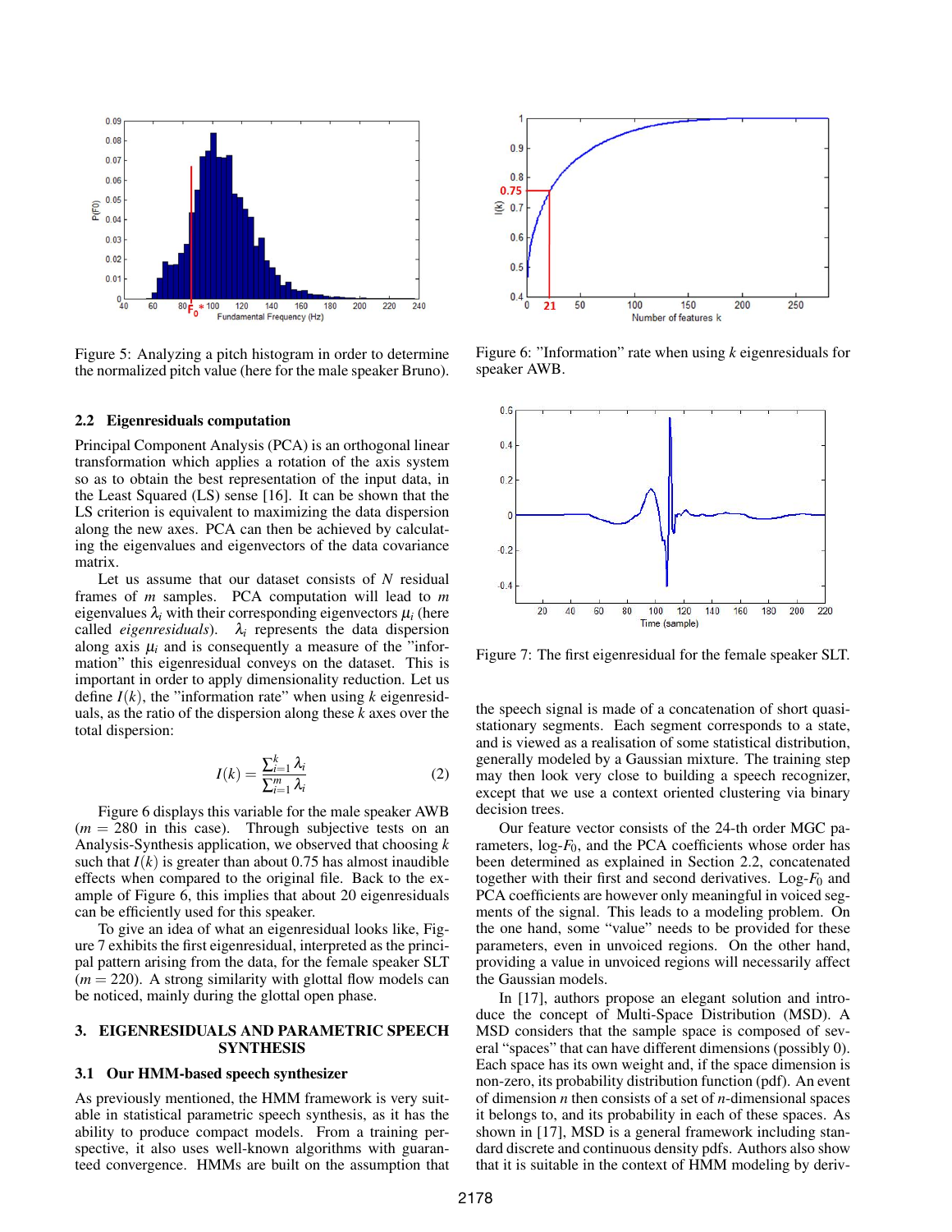Figure 5: Analyzing a pitch histogram in order to determine the normalized pitch value (here for the male speaker Bruno).

Figure 6: "Information" rate when using $k$ eigenresiduals for speaker AWB.

Figure 7: The first eigenresidual for the female speaker SLT.

### 2.2 Eigenresiduals computation

Principal Component Analysis (PCA) is an orthogonal linear transformation which applies a rotation of the axis system so as to obtain the best representation of the input data, in the Least Squared (LS) sense [16]. It can be shown that the LS criterion is equivalent to maximizing the data dispersion along the new axes. PCA can then be achieved by calculating the eigenvalues and eigenvectors of the data covariance matrix.

Let us assume that our dataset consists of $N$ residual frames of $m$ samples. PCA computation will lead to $m$ eigenvalues $\lambda_i$ with their corresponding eigenvectors $\mu_i$ (here called *eigenresiduals*). $\lambda_i$ represents the data dispersion along axis $\mu_i$ and is consequently a measure of the "information" this eigenresidual conveys on the dataset. This is important in order to apply dimensionality reduction. Let us define $I(k)$, the "information rate" when using $k$ eigenresiduals, as the ratio of the dispersion along these $k$ axes over the total dispersion:

$$I(k) = \frac{\sum_{i=1}^{k} \lambda_i}{\sum_{i=1}^{m} \lambda_i} \tag{2}$$

Figure 6 displays this variable for the male speaker AWB ($m = 280$ in this case). Through subjective tests on an Analysis-Synthesis application, we observed that choosing $k$ such that $I(k)$ is greater than about 0.75 has almost inaudible effects when compared to the original file. Back to the example of Figure 6, this implies that about 20 eigenresiduals can be efficiently used for this speaker.

To give an idea of what an eigenresidual looks like, Figure 7 exhibits the first eigenresidual, interpreted as the principal pattern arising from the data, for the female speaker SLT ($m = 220$). A strong similarity with glottal flow models can be noticed, mainly during the glottal open phase.

## 3. EIGENRESIDUALS AND PARAMETRIC SPEECH SYNTHESIS

### 3.1 Our HMM-based speech synthesizer

As previously mentioned, the HMM framework is very suitable in statistical parametric speech synthesis, as it has the ability to produce compact models. From a training perspective, it also uses well-known algorithms with guaranteed convergence. HMMs are built on the assumption that the speech signal is made of a concatenation of short quasi-stationary segments. Each segment corresponds to a state, and is viewed as a realisation of some statistical distribution, generally modeled by a Gaussian mixture. The training step may then look very close to building a speech recognizer, except that we use a context oriented clustering via binary decision trees.

Our feature vector consists of the 24-th order MGC parameters, log-$F_0$, and the PCA coefficients whose order has been determined as explained in Section 2.2, concatenated together with their first and second derivatives. Log-$F_0$ and PCA coefficients are however only meaningful in voiced segments of the signal. This leads to a modeling problem. On the one hand, some "value" needs to be provided for these parameters, even in unvoiced regions. On the other hand, providing a value in unvoiced regions will necessarily affect the Gaussian models.

In [17], authors propose an elegant solution and introduce the concept of Multi-Space Distribution (MSD). A MSD considers that the sample space is composed of several "spaces" that can have different dimensions (possibly 0). Each space has its own weight and, if the space dimension is non-zero, its probability distribution function (pdf). An event of dimension $n$ then consists of a set of $n$-dimensional spaces it belongs to, and its probability in each of these spaces. As shown in [17], MSD is a general framework including standard discrete and continuous density pdfs. Authors also show that it is suitable in the context of HMM modeling by deriv-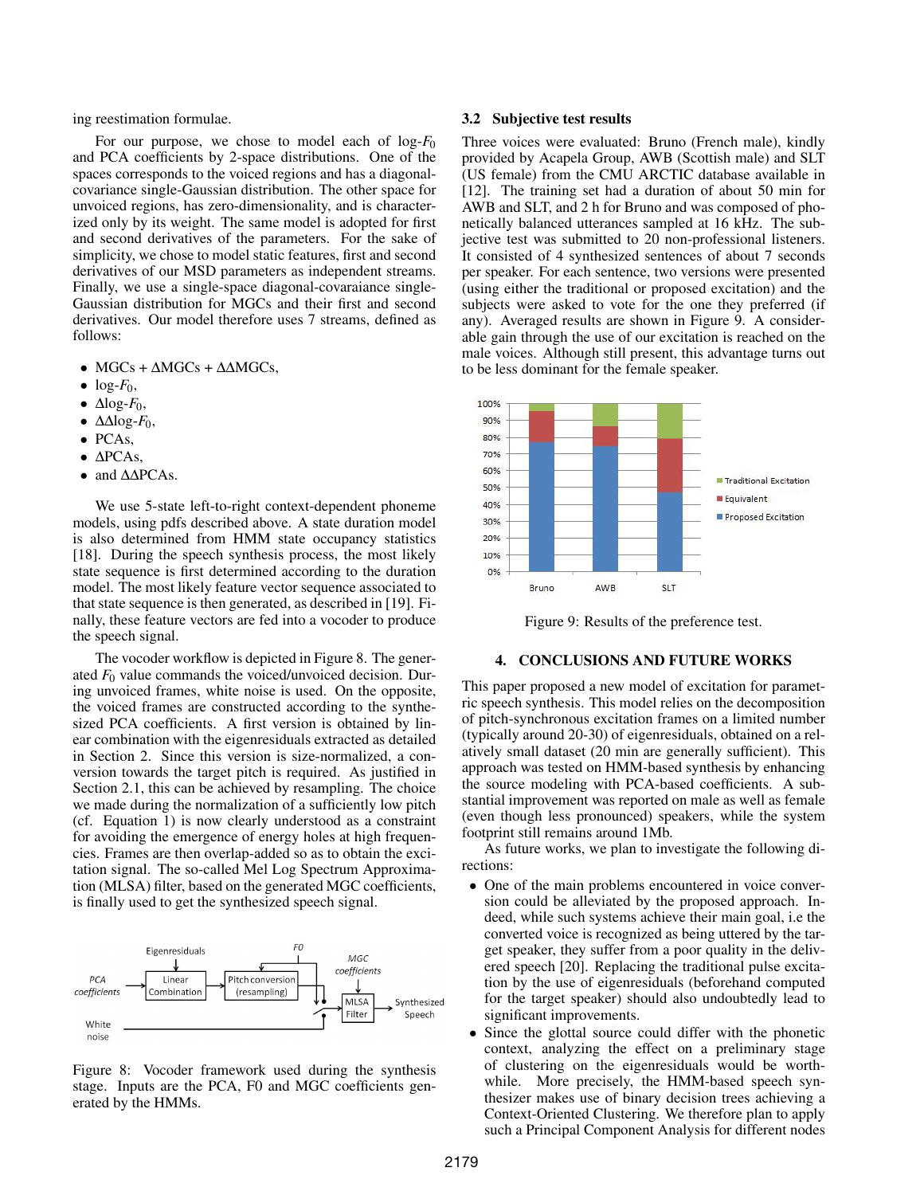ing reestimation formulae.

For our purpose, we chose to model each of log-$F_0$ and PCA coefficients by 2-space distributions. One of the spaces corresponds to the voiced regions and has a diagonal-covariance single-Gaussian distribution. The other space for unvoiced regions, has zero-dimensionality, and is characterized only by its weight. The same model is adopted for first and second derivatives of the parameters. For the sake of simplicity, we chose to model static features, first and second derivatives of our MSD parameters as independent streams. Finally, we use a single-space diagonal-covaraiance single-Gaussian distribution for MGCs and their first and second derivatives. Our model therefore uses 7 streams, defined as follows:

- MGCs + $\Delta$MGCs + $\Delta\Delta$MGCs,
- log-$F_0$,
- $\Delta$log-$F_0$,
- $\Delta\Delta$log-$F_0$,
- PCAs,
- $\Delta$PCAs,
- and $\Delta\Delta$PCAs.

We use 5-state left-to-right context-dependent phoneme models, using pdfs described above. A state duration model is also determined from HMM state occupancy statistics [18]. During the speech synthesis process, the most likely state sequence is first determined according to the duration model. The most likely feature vector sequence associated to that state sequence is then generated, as described in [19]. Finally, these feature vectors are fed into a vocoder to produce the speech signal.

The vocoder workflow is depicted in Figure 8. The generated $F_0$ value commands the voiced/unvoiced decision. During unvoiced frames, white noise is used. On the opposite, the voiced frames are constructed according to the synthesized PCA coefficients. A first version is obtained by linear combination with the eigenresiduals extracted as detailed in Section 2. Since this version is size-normalized, a conversion towards the target pitch is required. As justified in Section 2.1, this can be achieved by resampling. The choice we made during the normalization of a sufficiently low pitch (cf. Equation 1) is now clearly understood as a constraint for avoiding the emergence of energy holes at high frequencies. Frames are then overlap-added so as to obtain the excitation signal. The so-called Mel Log Spectrum Approximation (MLSA) filter, based on the generated MGC coefficients, is finally used to get the synthesized speech signal.

Figure 8: Vocoder framework used during the synthesis stage. Inputs are the PCA, F0 and MGC coefficients generated by the HMMs.

### 3.2 Subjective test results

Three voices were evaluated: Bruno (French male), kindly provided by Acapela Group, AWB (Scottish male) and SLT (US female) from the CMU ARCTIC database available in [12]. The training set had a duration of about 50 min for AWB and SLT, and 2 h for Bruno and was composed of phonetically balanced utterances sampled at 16 kHz. The subjective test was submitted to 20 non-professional listeners. It consisted of 4 synthesized sentences of about 7 seconds per speaker. For each sentence, two versions were presented (using either the traditional or proposed excitation) and the subjects were asked to vote for the one they preferred (if any). Averaged results are shown in Figure 9. A considerable gain through the use of our excitation is reached on the male voices. Although still present, this advantage turns out to be less dominant for the female speaker.

Figure 9: Results of the preference test.

## 4. CONCLUSIONS AND FUTURE WORKS

This paper proposed a new model of excitation for parametric speech synthesis. This model relies on the decomposition of pitch-synchronous excitation frames on a limited number (typically around 20-30) of eigenresiduals, obtained on a relatively small dataset (20 min are generally sufficient). This approach was tested on HMM-based synthesis by enhancing the source modeling with PCA-based coefficients. A substantial improvement was reported on male as well as female (even though less pronounced) speakers, while the system footprint still remains around 1Mb.

As future works, we plan to investigate the following directions:

- One of the main problems encountered in voice conversion could be alleviated by the proposed approach. Indeed, while such systems achieve their main goal, i.e the converted voice is recognized as being uttered by the target speaker, they suffer from a poor quality in the delivered speech [20]. Replacing the traditional pulse excitation by the use of eigenresiduals (beforehand computed for the target speaker) should also undoubtedly lead to significant improvements.
- Since the glottal source could differ with the phonetic context, analyzing the effect on a preliminary stage of clustering on the eigenresiduals would be worthwhile. More precisely, the HMM-based speech synthesizer makes use of binary decision trees achieving a Context-Oriented Clustering. We therefore plan to apply such a Principal Component Analysis for different nodes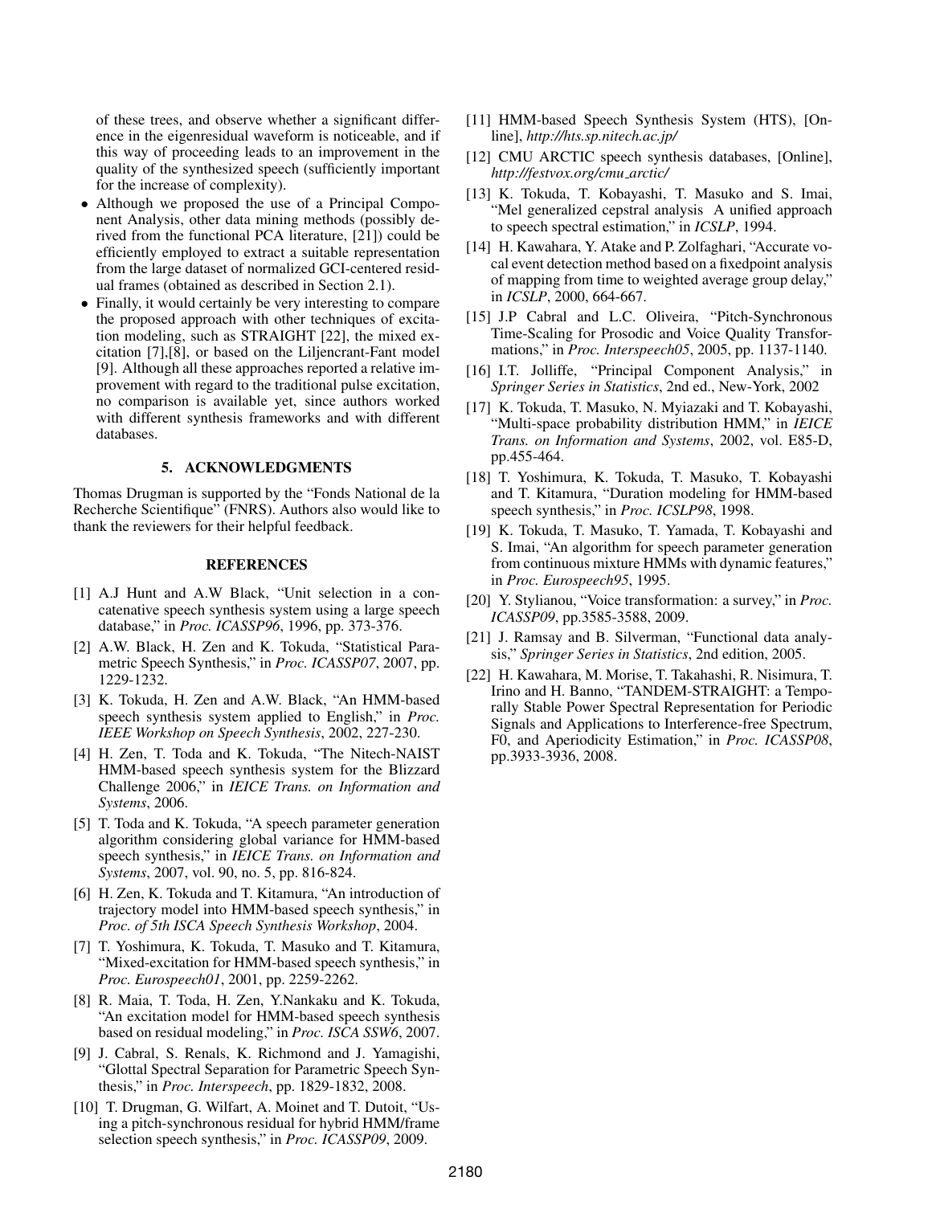of these trees, and observe whether a significant difference in the eigenresidual waveform is noticeable, and if this way of proceeding leads to an improvement in the quality of the synthesized speech (sufficiently important for the increase of complexity).

- Although we proposed the use of a Principal Component Analysis, other data mining methods (possibly derived from the functional PCA literature, [21]) could be efficiently employed to extract a suitable representation from the large dataset of normalized GCI-centered residual frames (obtained as described in Section 2.1).
- Finally, it would certainly be very interesting to compare the proposed approach with other techniques of excitation modeling, such as STRAIGHT [22], the mixed excitation [7],[8], or based on the Liljencrant-Fant model [9]. Although all these approaches reported a relative improvement with regard to the traditional pulse excitation, no comparison is available yet, since authors worked with different synthesis frameworks and with different databases.

## 5. ACKNOWLEDGMENTS

Thomas Drugman is supported by the "Fonds National de la Recherche Scientifique" (FNRS). Authors also would like to thank the reviewers for their helpful feedback.

## REFERENCES

[1] A.J Hunt and A.W Black, "Unit selection in a concatenative speech synthesis system using a large speech database," in *Proc. ICASSP96*, 1996, pp. 373-376.

[2] A.W. Black, H. Zen and K. Tokuda, "Statistical Parametric Speech Synthesis," in *Proc. ICASSP07*, 2007, pp. 1229-1232.

[3] K. Tokuda, H. Zen and A.W. Black, "An HMM-based speech synthesis system applied to English," in *Proc. IEEE Workshop on Speech Synthesis*, 2002, 227-230.

[4] H. Zen, T. Toda and K. Tokuda, "The Nitech-NAIST HMM-based speech synthesis system for the Blizzard Challenge 2006," in *IEICE Trans. on Information and Systems*, 2006.

[5] T. Toda and K. Tokuda, "A speech parameter generation algorithm considering global variance for HMM-based speech synthesis," in *IEICE Trans. on Information and Systems*, 2007, vol. 90, no. 5, pp. 816-824.

[6] H. Zen, K. Tokuda and T. Kitamura, "An introduction of trajectory model into HMM-based speech synthesis," in *Proc. of 5th ISCA Speech Synthesis Workshop*, 2004.

[7] T. Yoshimura, K. Tokuda, T. Masuko and T. Kitamura, "Mixed-excitation for HMM-based speech synthesis," in *Proc. Eurospeech01*, 2001, pp. 2259-2262.

[8] R. Maia, T. Toda, H. Zen, Y.Nankaku and K. Tokuda, "An excitation model for HMM-based speech synthesis based on residual modeling," in *Proc. ISCA SSW6*, 2007.

[9] J. Cabral, S. Renals, K. Richmond and J. Yamagishi, "Glottal Spectral Separation for Parametric Speech Synthesis," in *Proc. Interspeech*, pp. 1829-1832, 2008.

[10] T. Drugman, G. Wilfart, A. Moinet and T. Dutoit, "Using a pitch-synchronous residual for hybrid HMM/frame selection speech synthesis," in *Proc. ICASSP09*, 2009.

[11] HMM-based Speech Synthesis System (HTS), [Online], *http://hts.sp.nitech.ac.jp/*

[12] CMU ARCTIC speech synthesis databases, [Online], *http://festvox.org/cmu_arctic/*

[13] K. Tokuda, T. Kobayashi, T. Masuko and S. Imai, "Mel generalized cepstral analysis A unified approach to speech spectral estimation," in *ICSLP*, 1994.

[14] H. Kawahara, Y. Atake and P. Zolfaghari, "Accurate vocal event detection method based on a fixedpoint analysis of mapping from time to weighted average group delay," in *ICSLP*, 2000, 664-667.

[15] J.P Cabral and L.C. Oliveira, "Pitch-Synchronous Time-Scaling for Prosodic and Voice Quality Transformations," in *Proc. Interspeech05*, 2005, pp. 1137-1140.

[16] I.T. Jolliffe, "Principal Component Analysis," in *Springer Series in Statistics*, 2nd ed., New-York, 2002

[17] K. Tokuda, T. Masuko, N. Myiazaki and T. Kobayashi, "Multi-space probability distribution HMM," in *IEICE Trans. on Information and Systems*, 2002, vol. E85-D, pp.455-464.

[18] T. Yoshimura, K. Tokuda, T. Masuko, T. Kobayashi and T. Kitamura, "Duration modeling for HMM-based speech synthesis," in *Proc. ICSLP98*, 1998.

[19] K. Tokuda, T. Masuko, T. Yamada, T. Kobayashi and S. Imai, "An algorithm for speech parameter generation from continuous mixture HMMs with dynamic features," in *Proc. Eurospeech95*, 1995.

[20] Y. Stylianou, "Voice transformation: a survey," in *Proc. ICASSP09*, pp.3585-3588, 2009.

[21] J. Ramsay and B. Silverman, "Functional data analysis," *Springer Series in Statistics*, 2nd edition, 2005.

[22] H. Kawahara, M. Morise, T. Takahashi, R. Nisimura, T. Irino and H. Banno, "TANDEM-STRAIGHT: a Temporally Stable Power Spectral Representation for Periodic Signals and Applications to Interference-free Spectrum, F0, and Aperiodicity Estimation," in *Proc. ICASSP08*, pp.3933-3936, 2008.